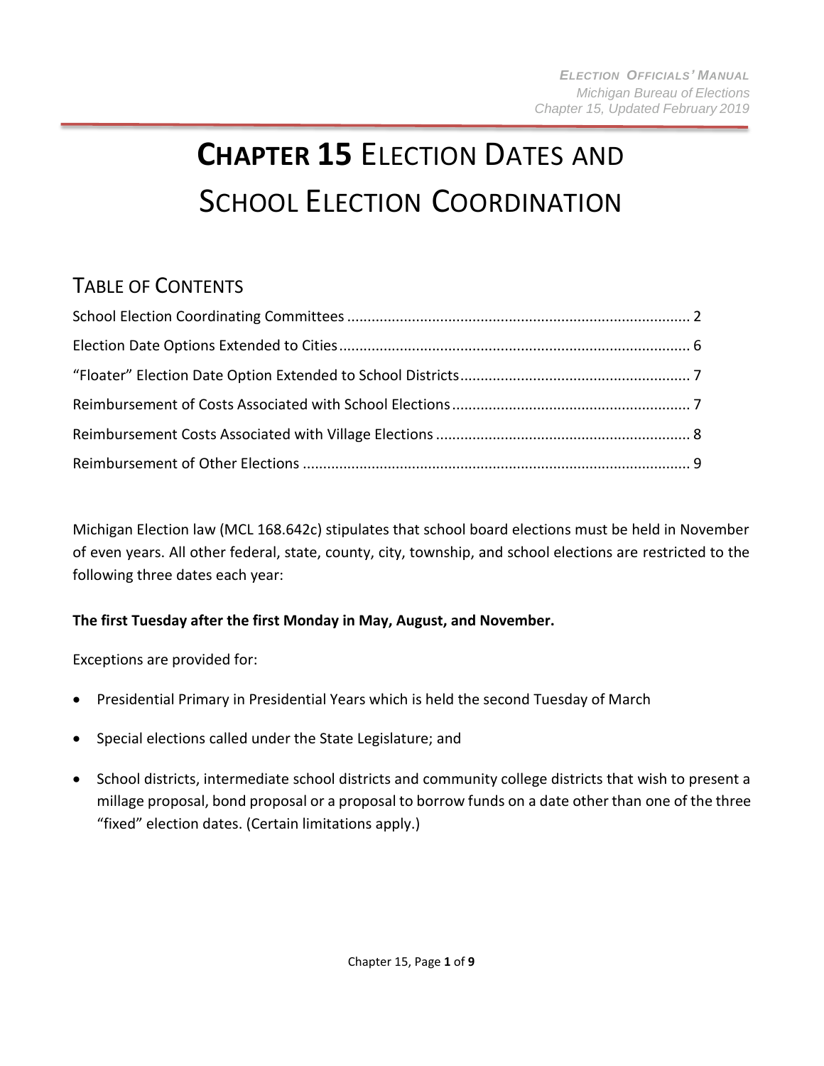# CHAPTER 15 ELECTION DATES AND SCHOOL ELECTION COORDINATION

## TABLE OF CONTENTS

School Election Coordinating Committees .................................................................................... 2

Election Date Options Extended to Cities ...................................................................................... 6

"Floater" Election Date Option Extended to School Districts ......................................................... 7

Reimbursement of Costs Associated with School Elections ........................................................... 7

Reimbursement Costs Associated with Village Elections ............................................................... 8

Reimbursement of Other Elections ................................................................................................ 9

Michigan Election law (MCL 168.642c) stipulates that school board elections must be held in November of even years. All other federal, state, county, city, township, and school elections are restricted to the following three dates each year:

**The first Tuesday after the first Monday in May, August, and November.**

Exceptions are provided for:

- Presidential Primary in Presidential Years which is held the second Tuesday of March
- Special elections called under the State Legislature; and
- School districts, intermediate school districts and community college districts that wish to present a millage proposal, bond proposal or a proposal to borrow funds on a date other than one of the three "fixed" election dates. (Certain limitations apply.)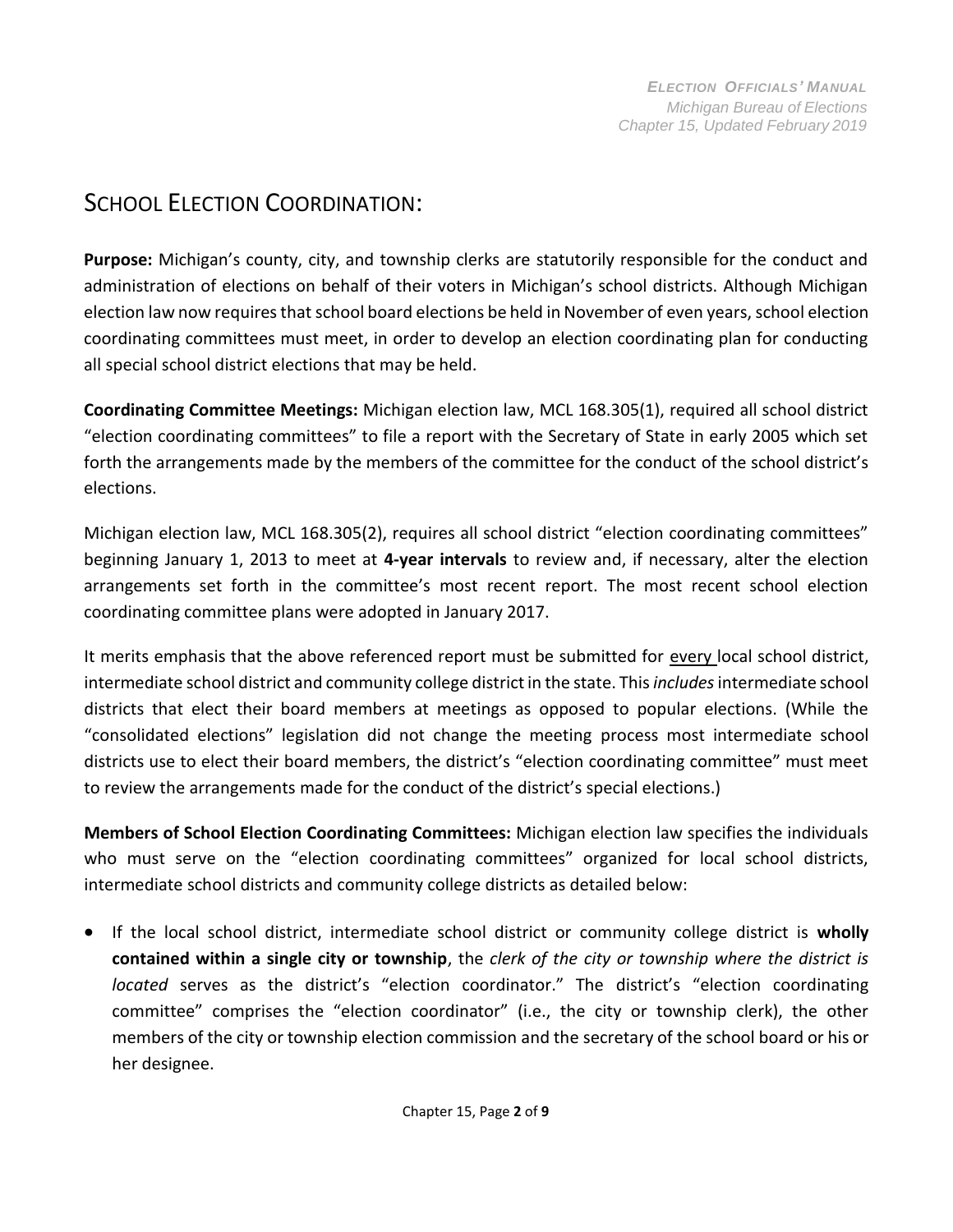# SCHOOL ELECTION COORDINATION:

**Purpose:** Michigan's county, city, and township clerks are statutorily responsible for the conduct and administration of elections on behalf of their voters in Michigan's school districts. Although Michigan election law now requires that school board elections be held in November of even years, school election coordinating committees must meet, in order to develop an election coordinating plan for conducting all special school district elections that may be held.

**Coordinating Committee Meetings:** Michigan election law, MCL 168.305(1), required all school district "election coordinating committees" to file a report with the Secretary of State in early 2005 which set forth the arrangements made by the members of the committee for the conduct of the school district's elections.

Michigan election law, MCL 168.305(2), requires all school district "election coordinating committees" beginning January 1, 2013 to meet at **4-year intervals** to review and, if necessary, alter the election arrangements set forth in the committee's most recent report. The most recent school election coordinating committee plans were adopted in January 2017.

It merits emphasis that the above referenced report must be submitted for every local school district, intermediate school district and community college district in the state. This *includes* intermediate school districts that elect their board members at meetings as opposed to popular elections. (While the "consolidated elections" legislation did not change the meeting process most intermediate school districts use to elect their board members, the district's "election coordinating committee" must meet to review the arrangements made for the conduct of the district's special elections.)

**Members of School Election Coordinating Committees:** Michigan election law specifies the individuals who must serve on the "election coordinating committees" organized for local school districts, intermediate school districts and community college districts as detailed below:

- If the local school district, intermediate school district or community college district is **wholly contained within a single city or township**, the *clerk of the city or township where the district is located* serves as the district's "election coordinator." The district's "election coordinating committee" comprises the "election coordinator" (i.e., the city or township clerk), the other members of the city or township election commission and the secretary of the school board or his or her designee.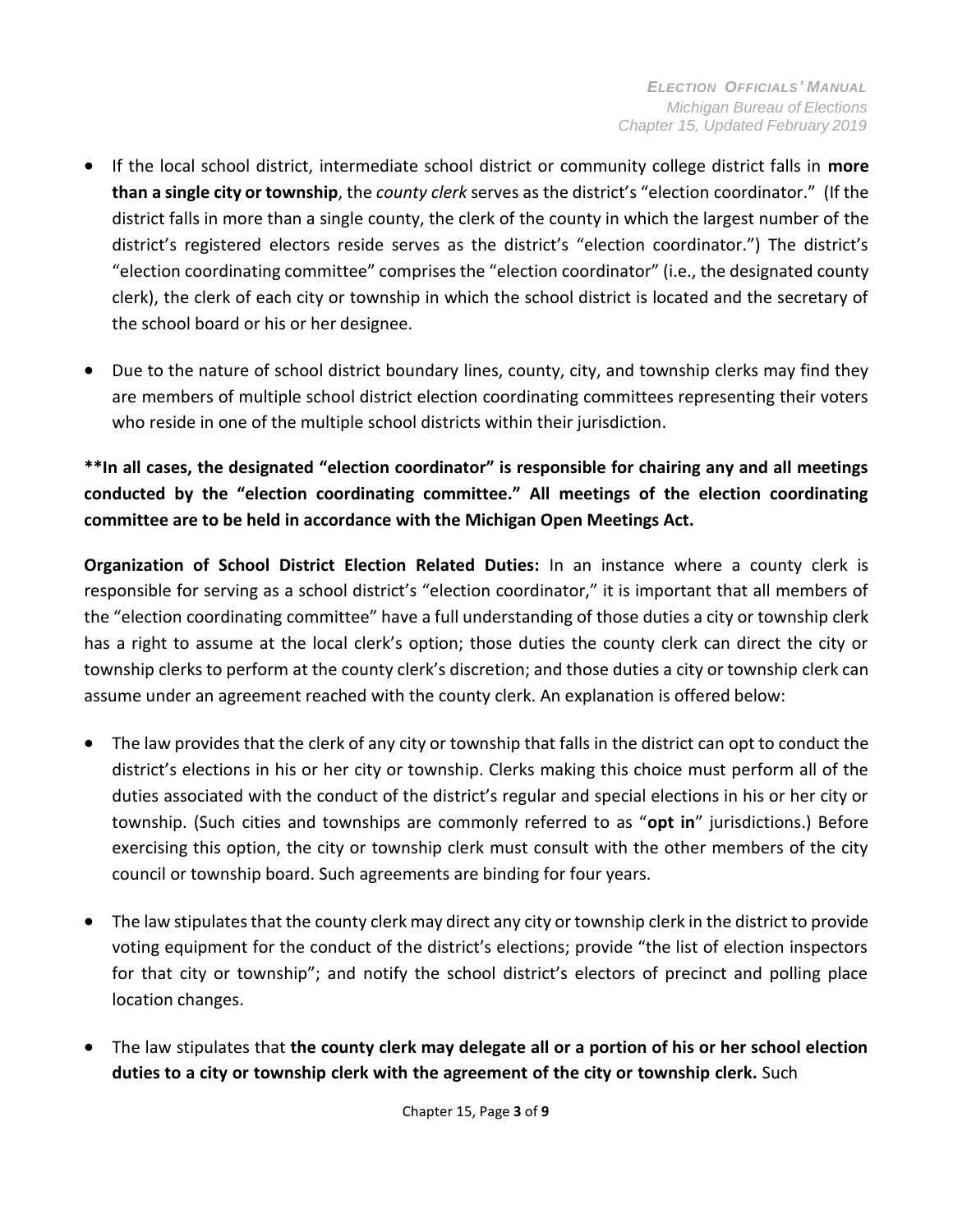- If the local school district, intermediate school district or community college district falls in **more than a single city or township**, the *county clerk* serves as the district's "election coordinator." (If the district falls in more than a single county, the clerk of the county in which the largest number of the district's registered electors reside serves as the district's "election coordinator.") The district's "election coordinating committee" comprises the "election coordinator" (i.e., the designated county clerk), the clerk of each city or township in which the school district is located and the secretary of the school board or his or her designee.

- Due to the nature of school district boundary lines, county, city, and township clerks may find they are members of multiple school district election coordinating committees representing their voters who reside in one of the multiple school districts within their jurisdiction.

**\*\*In all cases, the designated "election coordinator" is responsible for chairing any and all meetings conducted by the "election coordinating committee." All meetings of the election coordinating committee are to be held in accordance with the Michigan Open Meetings Act.**

**Organization of School District Election Related Duties:** In an instance where a county clerk is responsible for serving as a school district's "election coordinator," it is important that all members of the "election coordinating committee" have a full understanding of those duties a city or township clerk has a right to assume at the local clerk's option; those duties the county clerk can direct the city or township clerks to perform at the county clerk's discretion; and those duties a city or township clerk can assume under an agreement reached with the county clerk. An explanation is offered below:

- The law provides that the clerk of any city or township that falls in the district can opt to conduct the district's elections in his or her city or township. Clerks making this choice must perform all of the duties associated with the conduct of the district's regular and special elections in his or her city or township. (Such cities and townships are commonly referred to as "**opt in**" jurisdictions.) Before exercising this option, the city or township clerk must consult with the other members of the city council or township board. Such agreements are binding for four years.

- The law stipulates that the county clerk may direct any city or township clerk in the district to provide voting equipment for the conduct of the district's elections; provide "the list of election inspectors for that city or township"; and notify the school district's electors of precinct and polling place location changes.

- The law stipulates that **the county clerk may delegate all or a portion of his or her school election duties to a city or township clerk with the agreement of the city or township clerk.** Such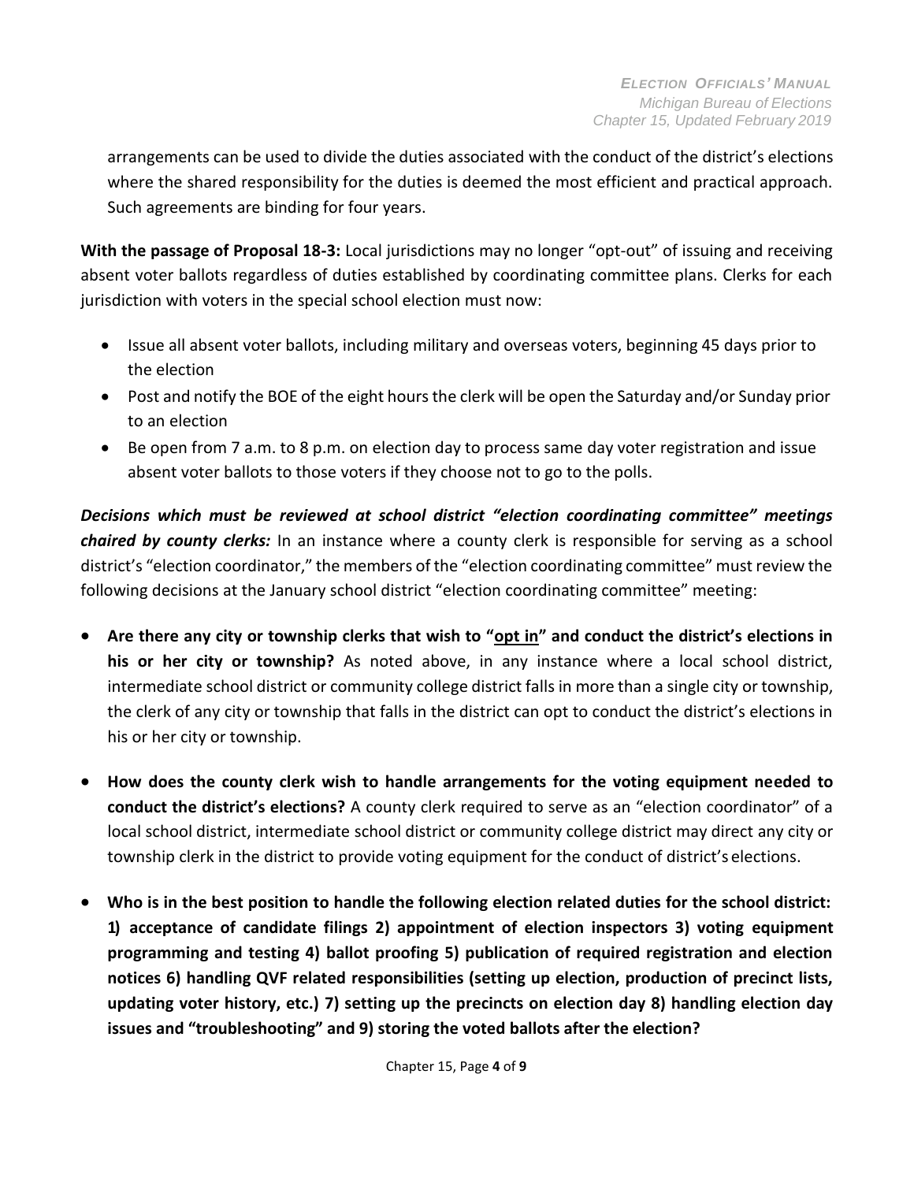arrangements can be used to divide the duties associated with the conduct of the district's elections where the shared responsibility for the duties is deemed the most efficient and practical approach. Such agreements are binding for four years.

**With the passage of Proposal 18-3:** Local jurisdictions may no longer "opt-out" of issuing and receiving absent voter ballots regardless of duties established by coordinating committee plans. Clerks for each jurisdiction with voters in the special school election must now:

- Issue all absent voter ballots, including military and overseas voters, beginning 45 days prior to the election
- Post and notify the BOE of the eight hours the clerk will be open the Saturday and/or Sunday prior to an election
- Be open from 7 a.m. to 8 p.m. on election day to process same day voter registration and issue absent voter ballots to those voters if they choose not to go to the polls.

***Decisions which must be reviewed at school district "election coordinating committee" meetings chaired by county clerks:*** In an instance where a county clerk is responsible for serving as a school district's "election coordinator," the members of the "election coordinating committee" must review the following decisions at the January school district "election coordinating committee" meeting:

- **Are there any city or township clerks that wish to "<u>opt in</u>" and conduct the district's elections in his or her city or township?** As noted above, in any instance where a local school district, intermediate school district or community college district falls in more than a single city or township, the clerk of any city or township that falls in the district can opt to conduct the district's elections in his or her city or township.

- **How does the county clerk wish to handle arrangements for the voting equipment needed to conduct the district's elections?** A county clerk required to serve as an "election coordinator" of a local school district, intermediate school district or community college district may direct any city or township clerk in the district to provide voting equipment for the conduct of district's elections.

- **Who is in the best position to handle the following election related duties for the school district: 1) acceptance of candidate filings 2) appointment of election inspectors 3) voting equipment programming and testing 4) ballot proofing 5) publication of required registration and election notices 6) handling QVF related responsibilities (setting up election, production of precinct lists, updating voter history, etc.) 7) setting up the precincts on election day 8) handling election day issues and "troubleshooting" and 9) storing the voted ballots after the election?**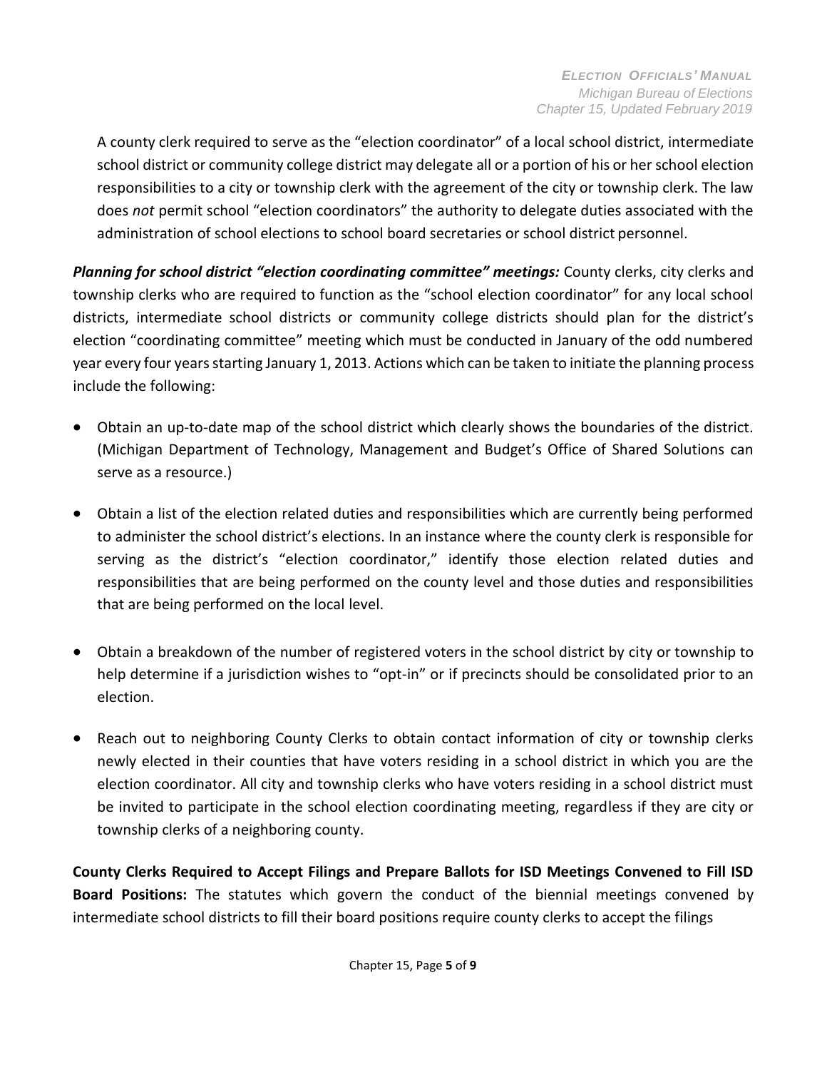A county clerk required to serve as the "election coordinator" of a local school district, intermediate school district or community college district may delegate all or a portion of his or her school election responsibilities to a city or township clerk with the agreement of the city or township clerk. The law does *not* permit school "election coordinators" the authority to delegate duties associated with the administration of school elections to school board secretaries or school district personnel.

***Planning for school district "election coordinating committee" meetings:*** County clerks, city clerks and township clerks who are required to function as the "school election coordinator" for any local school districts, intermediate school districts or community college districts should plan for the district's election "coordinating committee" meeting which must be conducted in January of the odd numbered year every four years starting January 1, 2013. Actions which can be taken to initiate the planning process include the following:

- Obtain an up-to-date map of the school district which clearly shows the boundaries of the district. (Michigan Department of Technology, Management and Budget's Office of Shared Solutions can serve as a resource.)
- Obtain a list of the election related duties and responsibilities which are currently being performed to administer the school district's elections. In an instance where the county clerk is responsible for serving as the district's "election coordinator," identify those election related duties and responsibilities that are being performed on the county level and those duties and responsibilities that are being performed on the local level.
- Obtain a breakdown of the number of registered voters in the school district by city or township to help determine if a jurisdiction wishes to "opt-in" or if precincts should be consolidated prior to an election.
- Reach out to neighboring County Clerks to obtain contact information of city or township clerks newly elected in their counties that have voters residing in a school district in which you are the election coordinator. All city and township clerks who have voters residing in a school district must be invited to participate in the school election coordinating meeting, regardless if they are city or township clerks of a neighboring county.

**County Clerks Required to Accept Filings and Prepare Ballots for ISD Meetings Convened to Fill ISD Board Positions:** The statutes which govern the conduct of the biennial meetings convened by intermediate school districts to fill their board positions require county clerks to accept the filings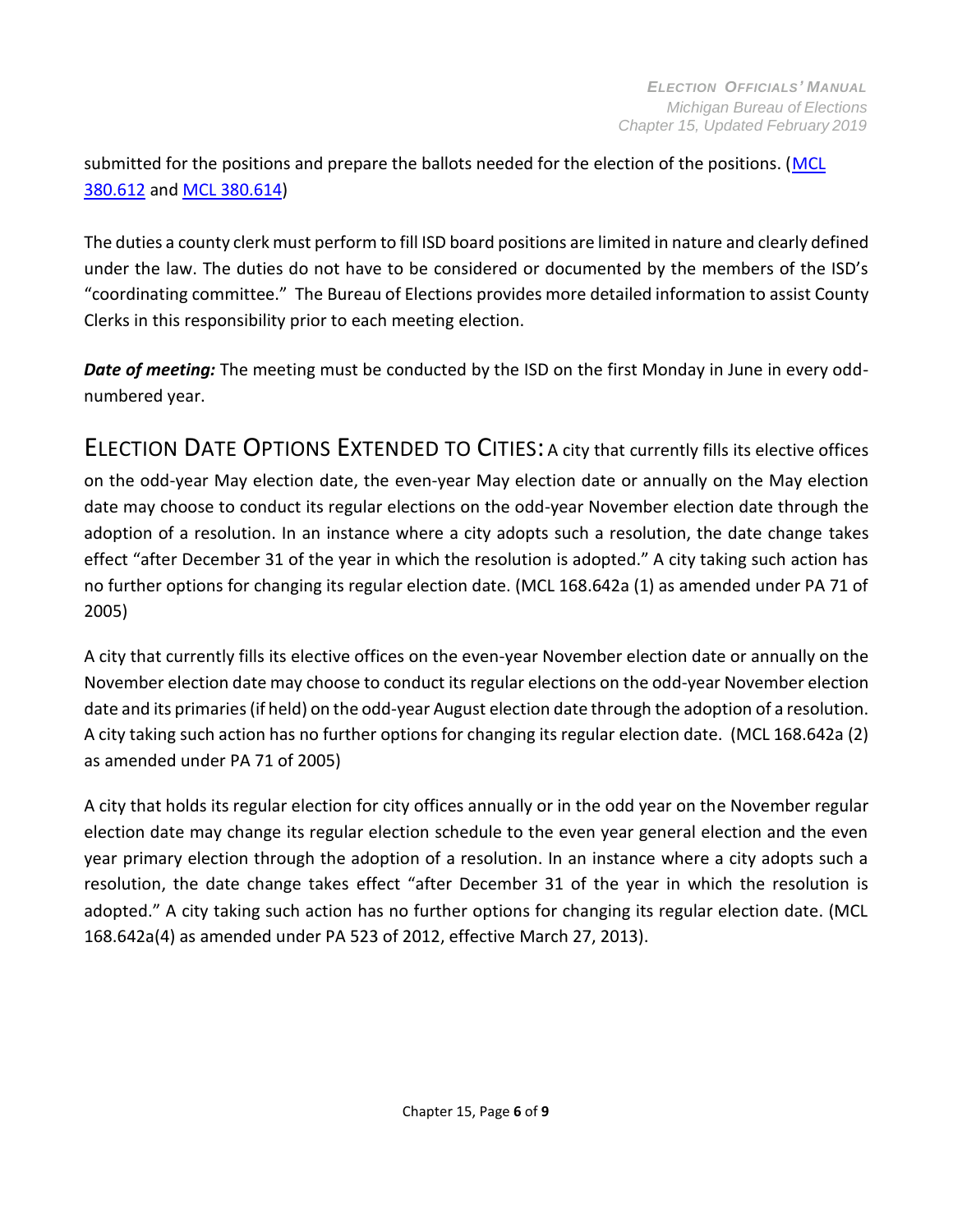submitted for the positions and prepare the ballots needed for the election of the positions. (MCL 380.612 and MCL 380.614)

The duties a county clerk must perform to fill ISD board positions are limited in nature and clearly defined under the law. The duties do not have to be considered or documented by the members of the ISD's "coordinating committee." The Bureau of Elections provides more detailed information to assist County Clerks in this responsibility prior to each meeting election.

***Date of meeting:*** The meeting must be conducted by the ISD on the first Monday in June in every odd-numbered year.

## ELECTION DATE OPTIONS EXTENDED TO CITIES:

A city that currently fills its elective offices on the odd-year May election date, the even-year May election date or annually on the May election date may choose to conduct its regular elections on the odd-year November election date through the adoption of a resolution. In an instance where a city adopts such a resolution, the date change takes effect "after December 31 of the year in which the resolution is adopted." A city taking such action has no further options for changing its regular election date. (MCL 168.642a (1) as amended under PA 71 of 2005)

A city that currently fills its elective offices on the even-year November election date or annually on the November election date may choose to conduct its regular elections on the odd-year November election date and its primaries (if held) on the odd-year August election date through the adoption of a resolution. A city taking such action has no further options for changing its regular election date. (MCL 168.642a (2) as amended under PA 71 of 2005)

A city that holds its regular election for city offices annually or in the odd year on the November regular election date may change its regular election schedule to the even year general election and the even year primary election through the adoption of a resolution. In an instance where a city adopts such a resolution, the date change takes effect "after December 31 of the year in which the resolution is adopted." A city taking such action has no further options for changing its regular election date. (MCL 168.642a(4) as amended under PA 523 of 2012, effective March 27, 2013).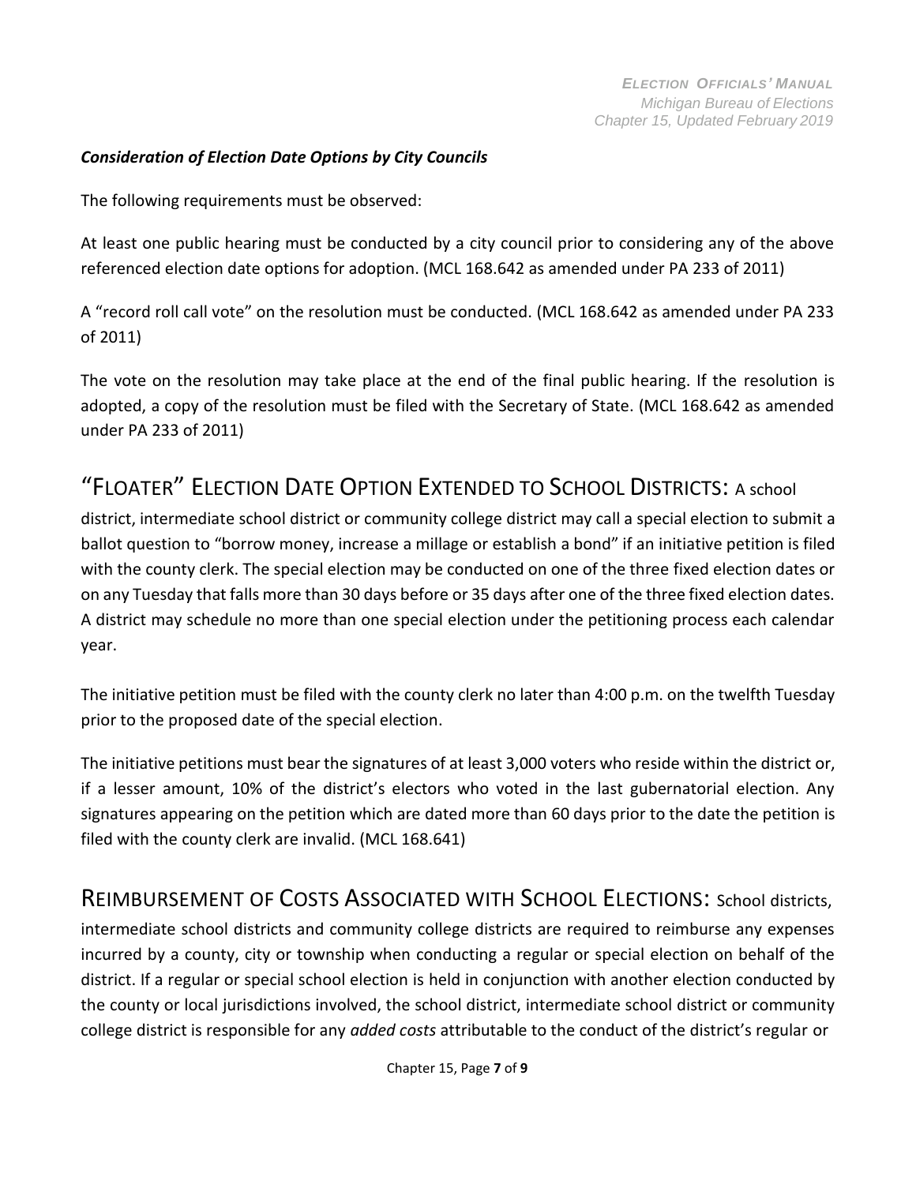### *Consideration of Election Date Options by City Councils*

The following requirements must be observed:

At least one public hearing must be conducted by a city council prior to considering any of the above referenced election date options for adoption. (MCL 168.642 as amended under PA 233 of 2011)

A "record roll call vote" on the resolution must be conducted. (MCL 168.642 as amended under PA 233 of 2011)

The vote on the resolution may take place at the end of the final public hearing. If the resolution is adopted, a copy of the resolution must be filed with the Secretary of State. (MCL 168.642 as amended under PA 233 of 2011)

## "FLOATER" ELECTION DATE OPTION EXTENDED TO SCHOOL DISTRICTS:

A school district, intermediate school district or community college district may call a special election to submit a ballot question to "borrow money, increase a millage or establish a bond" if an initiative petition is filed with the county clerk. The special election may be conducted on one of the three fixed election dates or on any Tuesday that falls more than 30 days before or 35 days after one of the three fixed election dates. A district may schedule no more than one special election under the petitioning process each calendar year.

The initiative petition must be filed with the county clerk no later than 4:00 p.m. on the twelfth Tuesday prior to the proposed date of the special election.

The initiative petitions must bear the signatures of at least 3,000 voters who reside within the district or, if a lesser amount, 10% of the district's electors who voted in the last gubernatorial election. Any signatures appearing on the petition which are dated more than 60 days prior to the date the petition is filed with the county clerk are invalid. (MCL 168.641)

## REIMBURSEMENT OF COSTS ASSOCIATED WITH SCHOOL ELECTIONS:

School districts, intermediate school districts and community college districts are required to reimburse any expenses incurred by a county, city or township when conducting a regular or special election on behalf of the district. If a regular or special school election is held in conjunction with another election conducted by the county or local jurisdictions involved, the school district, intermediate school district or community college district is responsible for any *added costs* attributable to the conduct of the district's regular or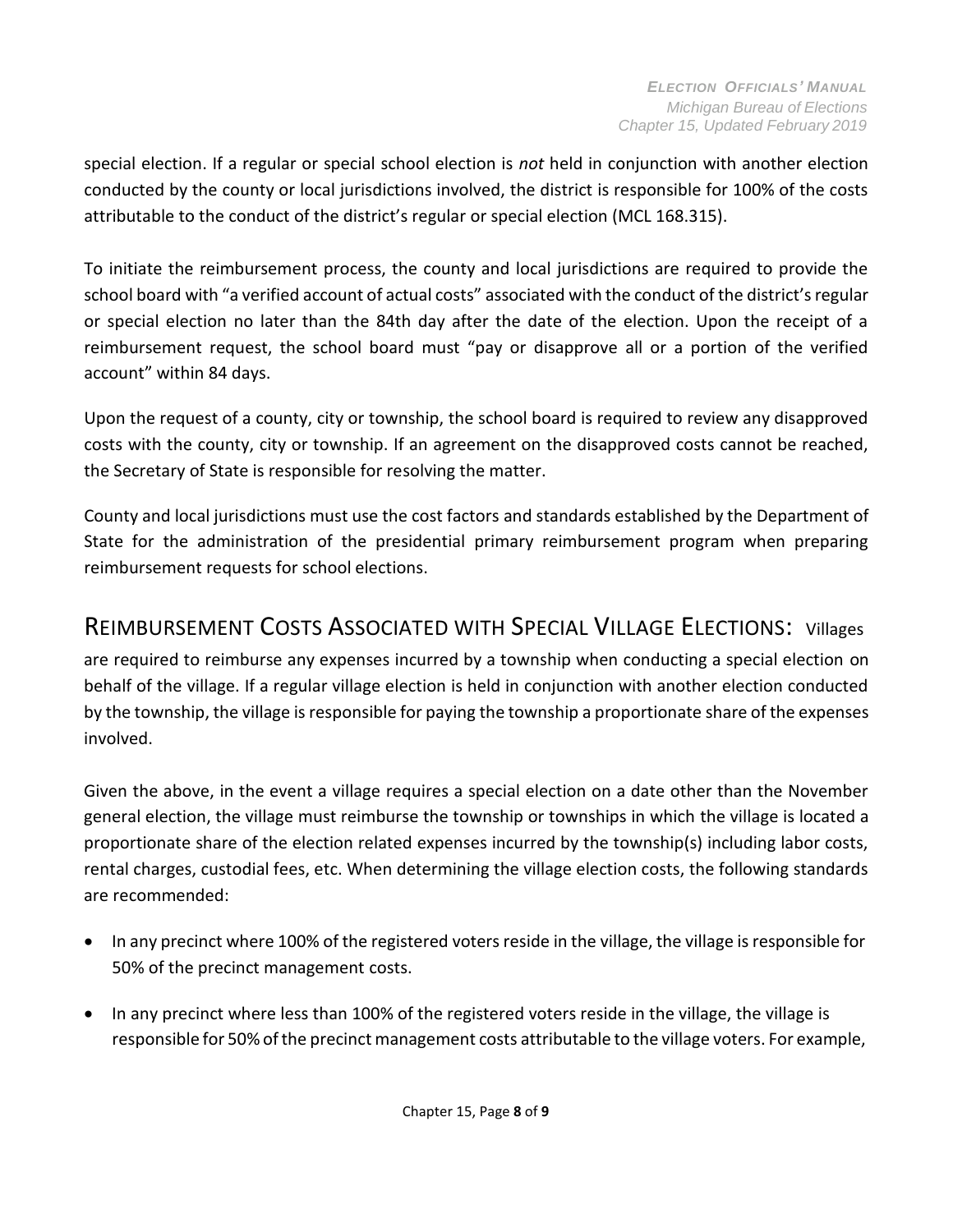special election. If a regular or special school election is *not* held in conjunction with another election conducted by the county or local jurisdictions involved, the district is responsible for 100% of the costs attributable to the conduct of the district's regular or special election (MCL 168.315).

To initiate the reimbursement process, the county and local jurisdictions are required to provide the school board with "a verified account of actual costs" associated with the conduct of the district's regular or special election no later than the 84th day after the date of the election. Upon the receipt of a reimbursement request, the school board must "pay or disapprove all or a portion of the verified account" within 84 days.

Upon the request of a county, city or township, the school board is required to review any disapproved costs with the county, city or township. If an agreement on the disapproved costs cannot be reached, the Secretary of State is responsible for resolving the matter.

County and local jurisdictions must use the cost factors and standards established by the Department of State for the administration of the presidential primary reimbursement program when preparing reimbursement requests for school elections.

## REIMBURSEMENT COSTS ASSOCIATED WITH SPECIAL VILLAGE ELECTIONS:

Villages are required to reimburse any expenses incurred by a township when conducting a special election on behalf of the village. If a regular village election is held in conjunction with another election conducted by the township, the village is responsible for paying the township a proportionate share of the expenses involved.

Given the above, in the event a village requires a special election on a date other than the November general election, the village must reimburse the township or townships in which the village is located a proportionate share of the election related expenses incurred by the township(s) including labor costs, rental charges, custodial fees, etc. When determining the village election costs, the following standards are recommended:

- In any precinct where 100% of the registered voters reside in the village, the village is responsible for 50% of the precinct management costs.
- In any precinct where less than 100% of the registered voters reside in the village, the village is responsible for 50% of the precinct management costs attributable to the village voters. For example,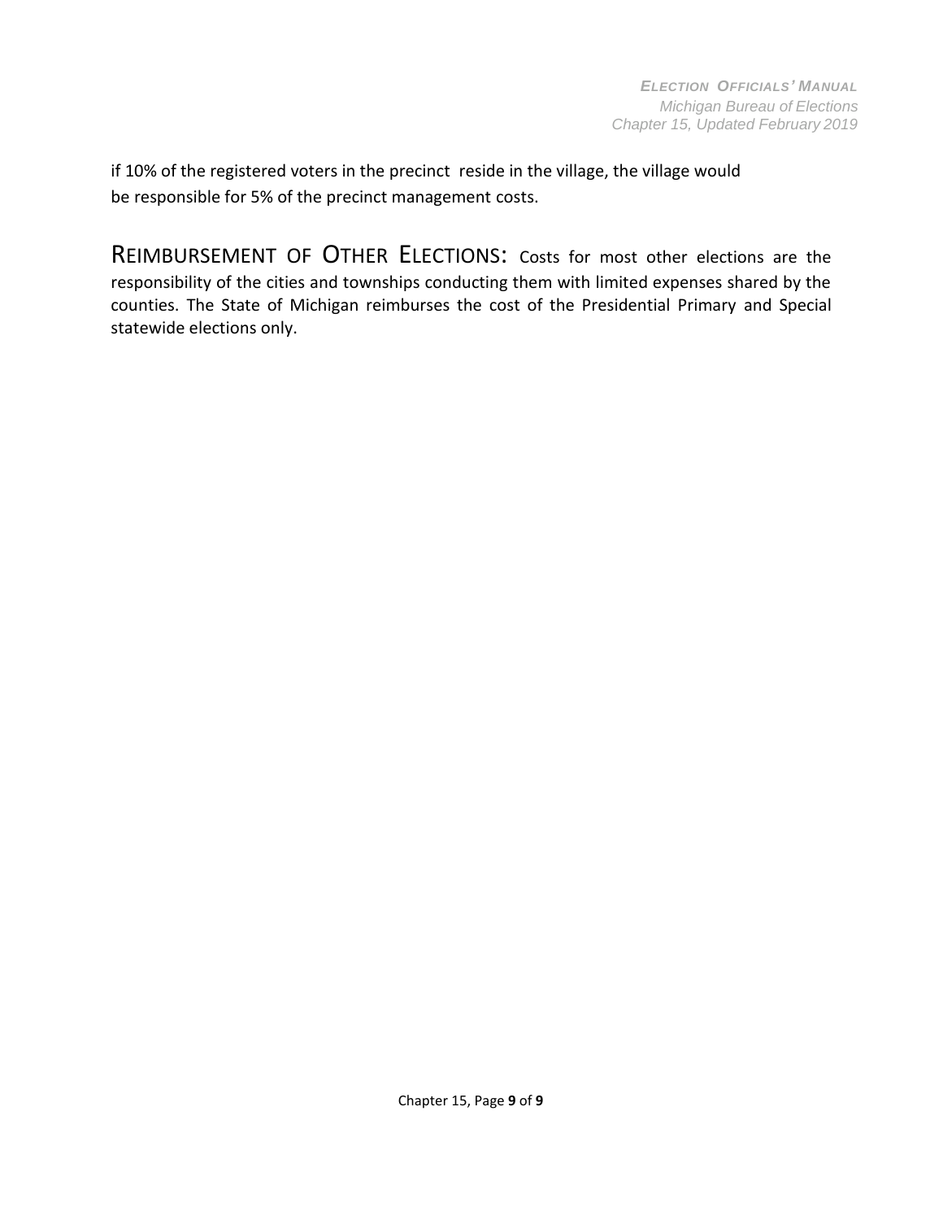if 10% of the registered voters in the precinct reside in the village, the village would be responsible for 5% of the precinct management costs.

## REIMBURSEMENT OF OTHER ELECTIONS:

Costs for most other elections are the responsibility of the cities and townships conducting them with limited expenses shared by the counties. The State of Michigan reimburses the cost of the Presidential Primary and Special statewide elections only.